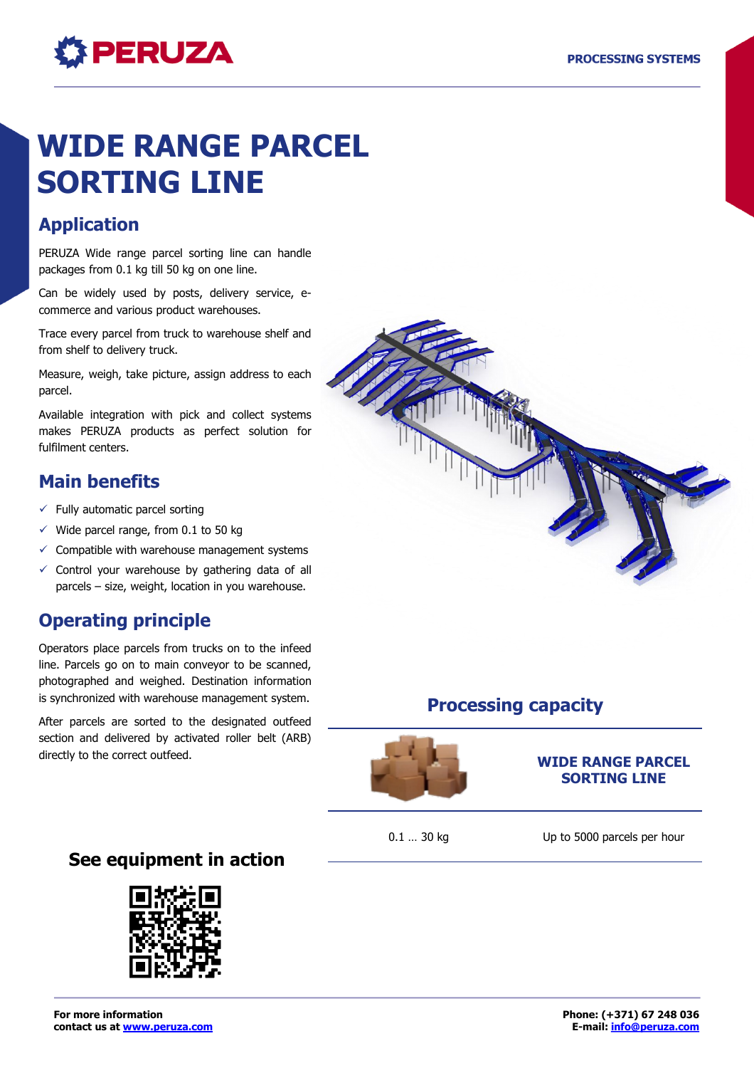# WIDE RANGE PARCEL SORTING LINE

## Application

PERUZA Wide range parcel sorting line can handle packages from 0.1 kg till 50 kg on one line.

Can be widely used by posts, delivery service, e-commerce and various product warehouses.

Trace every parcel from truck to warehouse shelf and from shelf to delivery truck.

Measure, weigh, take picture, assign address to each parcel.

Available integration with pick and collect systems makes PERUZA products as perfect solution for fulfilment centers.

## Main benefits

- ✓ Fully automatic parcel sorting
- ✓ Wide parcel range, from 0.1 to 50 kg
- ✓ Compatible with warehouse management systems
- ✓ Control your warehouse by gathering data of all parcels – size, weight, location in you warehouse.

## Operating principle

Operators place parcels from trucks on to the infeed line. Parcels go on to main conveyor to be scanned, photographed and weighed. Destination information is synchronized with warehouse management system.

After parcels are sorted to the designated outfeed section and delivered by activated roller belt (ARB) directly to the correct outfeed.

## Processing capacity

| | WIDE RANGE PARCEL SORTING LINE |
|---|---|
| 0.1 … 30 kg | Up to 5000 parcels per hour |

## See equipment in action

For more information contact us at www.peruza.com

Phone: (+371) 67 248 036
E-mail: info@peruza.com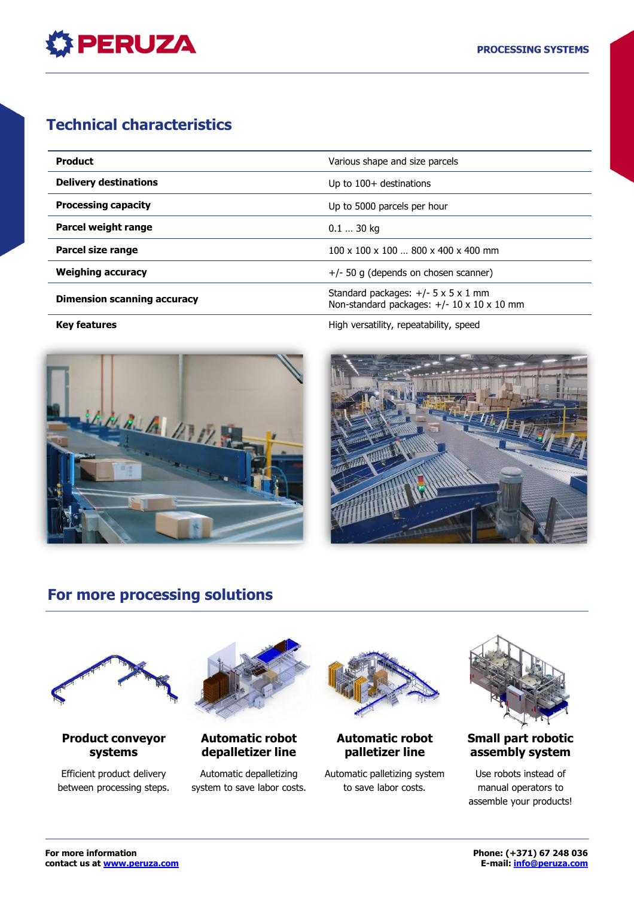## Technical characteristics

| | |
|---|---|
| **Product** | Various shape and size parcels |
| **Delivery destinations** | Up to 100+ destinations |
| **Processing capacity** | Up to 5000 parcels per hour |
| **Parcel weight range** | 0.1 … 30 kg |
| **Parcel size range** | 100 x 100 x 100 … 800 x 400 x 400 mm |
| **Weighing accuracy** | +/- 50 g (depends on chosen scanner) |
| **Dimension scanning accuracy** | Standard packages: +/- 5 x 5 x 1 mm<br>Non-standard packages: +/- 10 x 10 x 10 mm |
| **Key features** | High versatility, repeatability, speed |

## For more processing solutions

**Product conveyor systems**

Efficient product delivery between processing steps.

**Automatic robot depalletizer line**

Automatic depalletizing system to save labor costs.

**Automatic robot palletizer line**

Automatic palletizing system to save labor costs.

**Small part robotic assembly system**

Use robots instead of manual operators to assemble your products!

**For more information contact us at [www.peruza.com](http://www.peruza.com)**

**Phone: (+371) 67 248 036**
**E-mail: [info@peruza.com](mailto:info@peruza.com)**